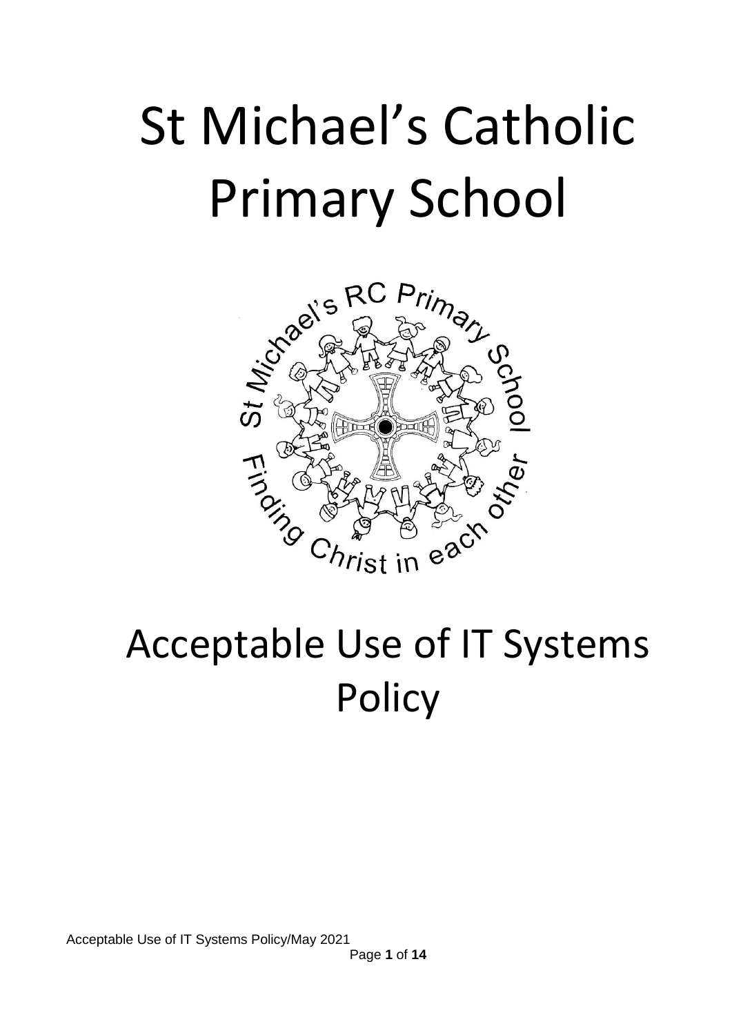# St Michael's Catholic Primary School

# Acceptable Use of IT Systems Policy

Acceptable Use of IT Systems Policy/May 2021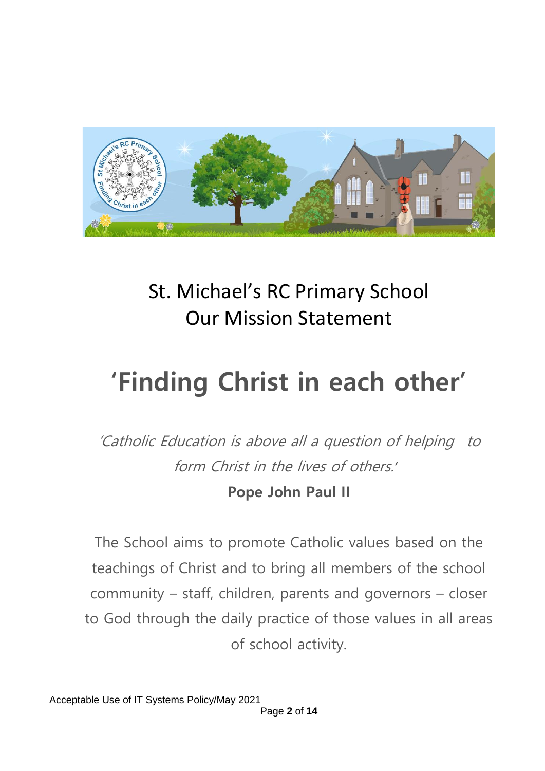# St. Michael's RC Primary School
## Our Mission Statement

# 'Finding Christ in each other'

*'Catholic Education is above all a question of helping to form Christ in the lives of others.'*

**Pope John Paul II**

The School aims to promote Catholic values based on the teachings of Christ and to bring all members of the school community – staff, children, parents and governors – closer to God through the daily practice of those values in all areas of school activity.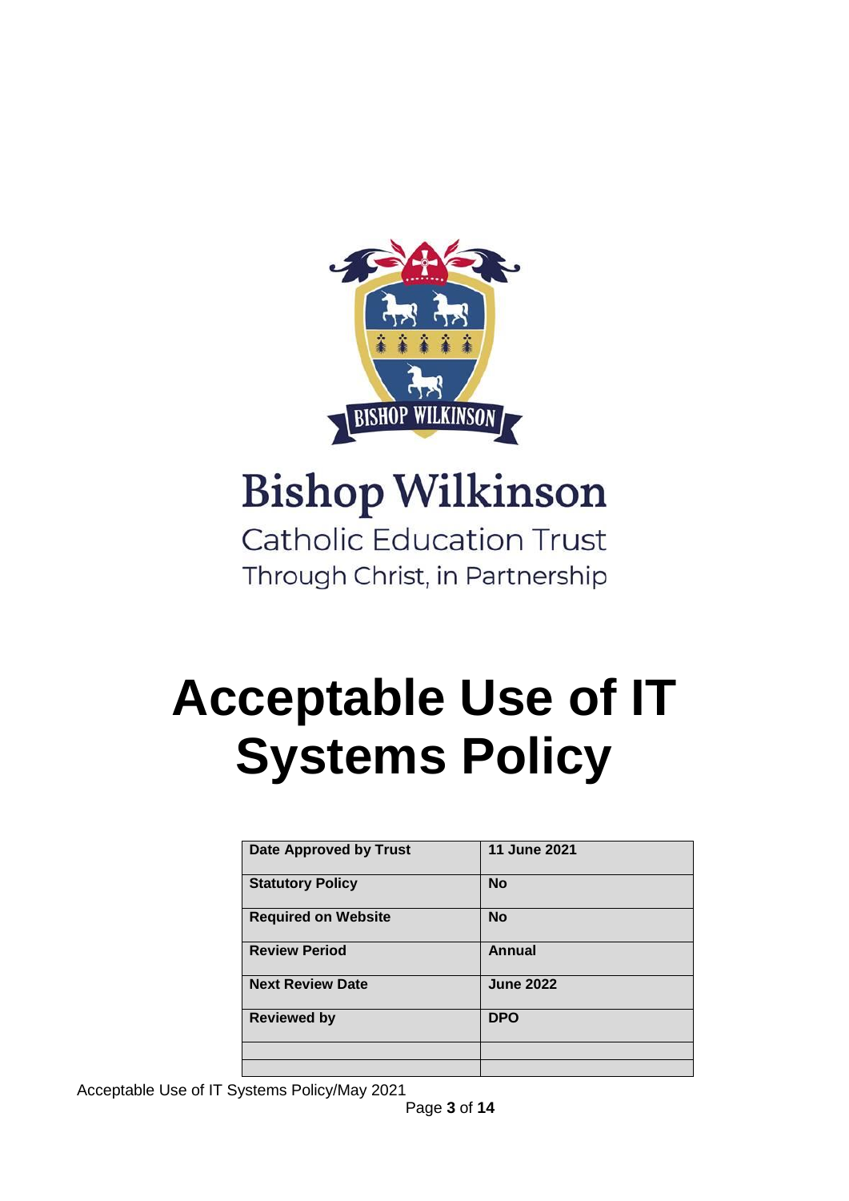# Bishop Wilkinson

Catholic Education Trust

Through Christ, in Partnership

# Acceptable Use of IT Systems Policy

| Date Approved by Trust | 11 June 2021 |
| --- | --- |
| Statutory Policy | No |
| Required on Website | No |
| Review Period | Annual |
| Next Review Date | June 2022 |
| Reviewed by | DPO |
| | |
| | |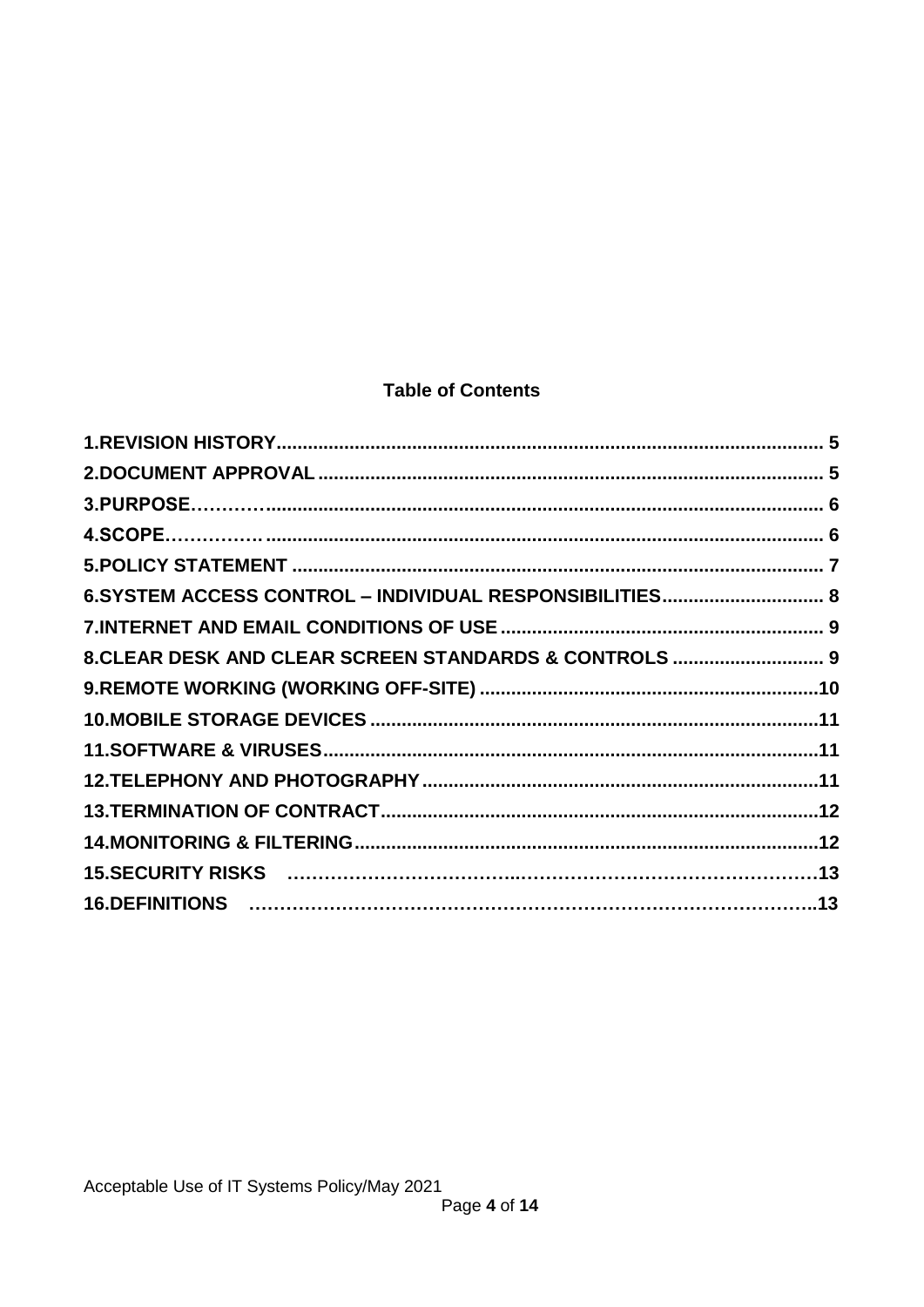## Table of Contents

| | |
|---|---|
| **1.REVISION HISTORY** | **5** |
| **2.DOCUMENT APPROVAL** | **5** |
| **3.PURPOSE** | **6** |
| **4.SCOPE** | **6** |
| **5.POLICY STATEMENT** | **7** |
| **6.SYSTEM ACCESS CONTROL – INDIVIDUAL RESPONSIBILITIES** | **8** |
| **7.INTERNET AND EMAIL CONDITIONS OF USE** | **9** |
| **8.CLEAR DESK AND CLEAR SCREEN STANDARDS & CONTROLS** | **9** |
| **9.REMOTE WORKING (WORKING OFF-SITE)** | **10** |
| **10.MOBILE STORAGE DEVICES** | **11** |
| **11.SOFTWARE & VIRUSES** | **11** |
| **12.TELEPHONY AND PHOTOGRAPHY** | **11** |
| **13.TERMINATION OF CONTRACT** | **12** |
| **14.MONITORING & FILTERING** | **12** |
| **15.SECURITY RISKS** | **13** |
| **16.DEFINITIONS** | **13** |

Acceptable Use of IT Systems Policy/May 2021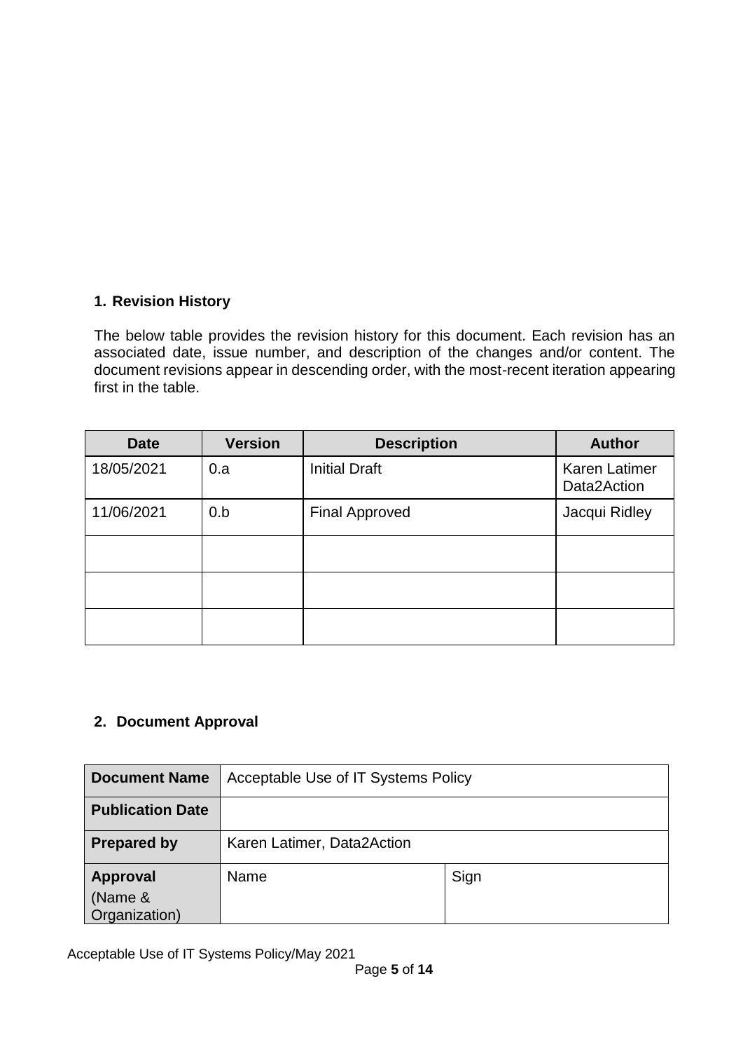## 1. Revision History

The below table provides the revision history for this document. Each revision has an associated date, issue number, and description of the changes and/or content. The document revisions appear in descending order, with the most-recent iteration appearing first in the table.

| Date | Version | Description | Author |
|---|---|---|---|
| 18/05/2021 | 0.a | Initial Draft | Karen Latimer Data2Action |
| 11/06/2021 | 0.b | Final Approved | Jacqui Ridley |
| | | | |
| | | | |
| | | | |

## 2. Document Approval

| Document Name | Acceptable Use of IT Systems Policy | |
|---|---|---|
| **Publication Date** | | |
| **Prepared by** | Karen Latimer, Data2Action | |
| **Approval** (Name & Organization) | Name | Sign |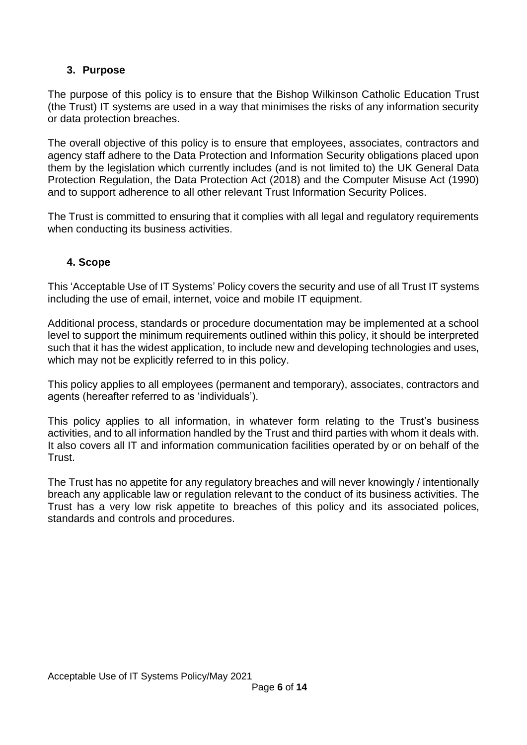## 3. Purpose

The purpose of this policy is to ensure that the Bishop Wilkinson Catholic Education Trust (the Trust) IT systems are used in a way that minimises the risks of any information security or data protection breaches.

The overall objective of this policy is to ensure that employees, associates, contractors and agency staff adhere to the Data Protection and Information Security obligations placed upon them by the legislation which currently includes (and is not limited to) the UK General Data Protection Regulation, the Data Protection Act (2018) and the Computer Misuse Act (1990) and to support adherence to all other relevant Trust Information Security Polices.

The Trust is committed to ensuring that it complies with all legal and regulatory requirements when conducting its business activities.

## 4. Scope

This 'Acceptable Use of IT Systems' Policy covers the security and use of all Trust IT systems including the use of email, internet, voice and mobile IT equipment.

Additional process, standards or procedure documentation may be implemented at a school level to support the minimum requirements outlined within this policy, it should be interpreted such that it has the widest application, to include new and developing technologies and uses, which may not be explicitly referred to in this policy.

This policy applies to all employees (permanent and temporary), associates, contractors and agents (hereafter referred to as 'individuals').

This policy applies to all information, in whatever form relating to the Trust's business activities, and to all information handled by the Trust and third parties with whom it deals with. It also covers all IT and information communication facilities operated by or on behalf of the Trust.

The Trust has no appetite for any regulatory breaches and will never knowingly / intentionally breach any applicable law or regulation relevant to the conduct of its business activities. The Trust has a very low risk appetite to breaches of this policy and its associated polices, standards and controls and procedures.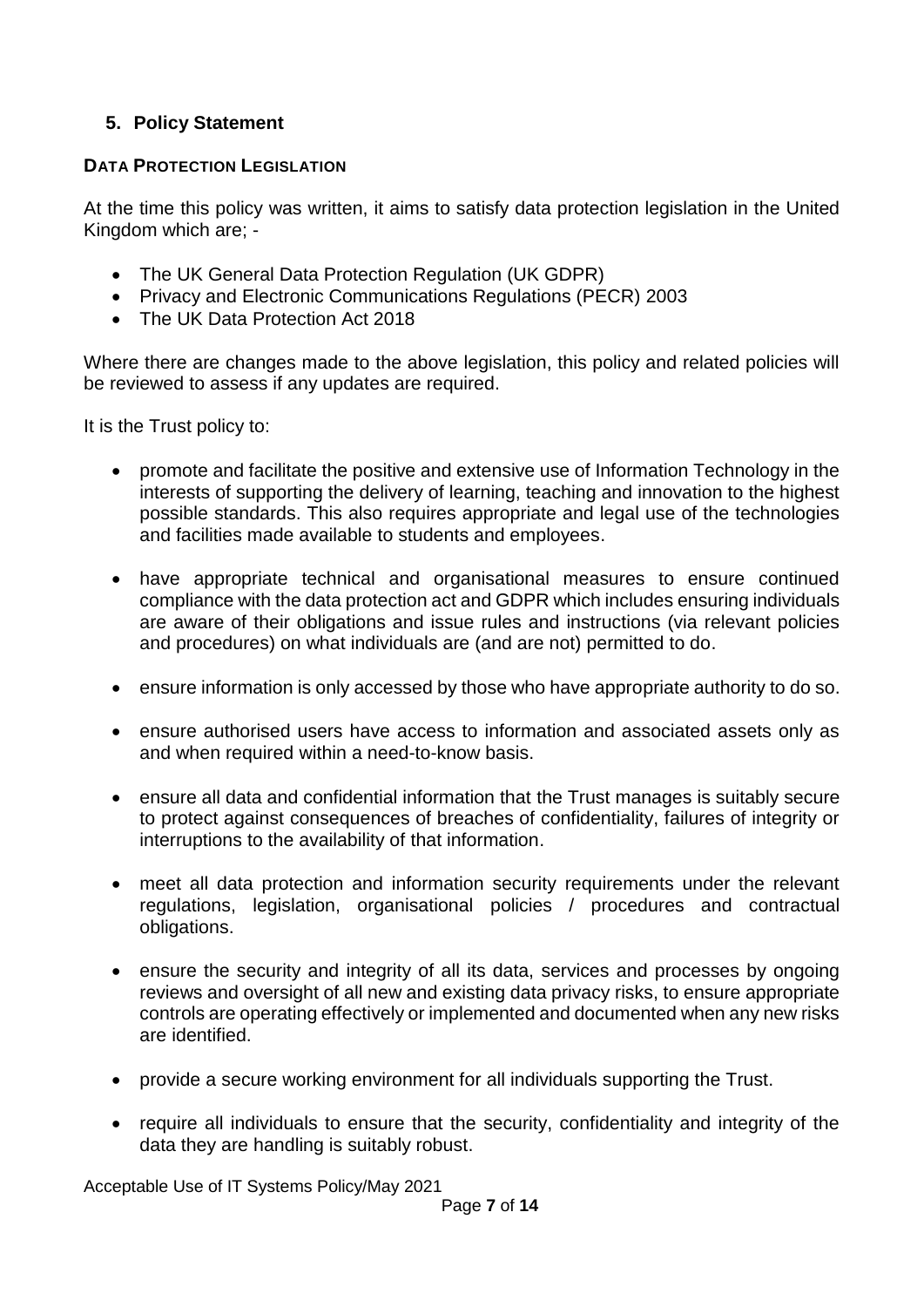## 5. Policy Statement

**DATA PROTECTION LEGISLATION**

At the time this policy was written, it aims to satisfy data protection legislation in the United Kingdom which are; -

- The UK General Data Protection Regulation (UK GDPR)
- Privacy and Electronic Communications Regulations (PECR) 2003
- The UK Data Protection Act 2018

Where there are changes made to the above legislation, this policy and related policies will be reviewed to assess if any updates are required.

It is the Trust policy to:

- promote and facilitate the positive and extensive use of Information Technology in the interests of supporting the delivery of learning, teaching and innovation to the highest possible standards. This also requires appropriate and legal use of the technologies and facilities made available to students and employees.
- have appropriate technical and organisational measures to ensure continued compliance with the data protection act and GDPR which includes ensuring individuals are aware of their obligations and issue rules and instructions (via relevant policies and procedures) on what individuals are (and are not) permitted to do.
- ensure information is only accessed by those who have appropriate authority to do so.
- ensure authorised users have access to information and associated assets only as and when required within a need-to-know basis.
- ensure all data and confidential information that the Trust manages is suitably secure to protect against consequences of breaches of confidentiality, failures of integrity or interruptions to the availability of that information.
- meet all data protection and information security requirements under the relevant regulations, legislation, organisational policies / procedures and contractual obligations.
- ensure the security and integrity of all its data, services and processes by ongoing reviews and oversight of all new and existing data privacy risks, to ensure appropriate controls are operating effectively or implemented and documented when any new risks are identified.
- provide a secure working environment for all individuals supporting the Trust.
- require all individuals to ensure that the security, confidentiality and integrity of the data they are handling is suitably robust.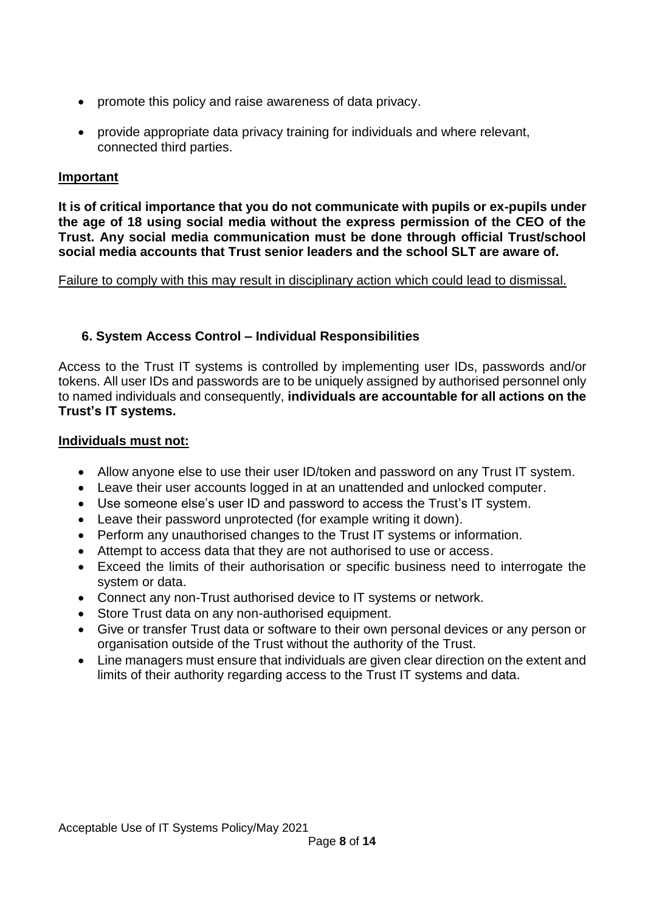- promote this policy and raise awareness of data privacy.
- provide appropriate data privacy training for individuals and where relevant, connected third parties.

**Important**

**It is of critical importance that you do not communicate with pupils or ex-pupils under the age of 18 using social media without the express permission of the CEO of the Trust. Any social media communication must be done through official Trust/school social media accounts that Trust senior leaders and the school SLT are aware of.**

Failure to comply with this may result in disciplinary action which could lead to dismissal.

## 6. System Access Control – Individual Responsibilities

Access to the Trust IT systems is controlled by implementing user IDs, passwords and/or tokens. All user IDs and passwords are to be uniquely assigned by authorised personnel only to named individuals and consequently, **individuals are accountable for all actions on the Trust's IT systems.**

**Individuals must not:**

- Allow anyone else to use their user ID/token and password on any Trust IT system.
- Leave their user accounts logged in at an unattended and unlocked computer.
- Use someone else's user ID and password to access the Trust's IT system.
- Leave their password unprotected (for example writing it down).
- Perform any unauthorised changes to the Trust IT systems or information.
- Attempt to access data that they are not authorised to use or access.
- Exceed the limits of their authorisation or specific business need to interrogate the system or data.
- Connect any non-Trust authorised device to IT systems or network.
- Store Trust data on any non-authorised equipment.
- Give or transfer Trust data or software to their own personal devices or any person or organisation outside of the Trust without the authority of the Trust.
- Line managers must ensure that individuals are given clear direction on the extent and limits of their authority regarding access to the Trust IT systems and data.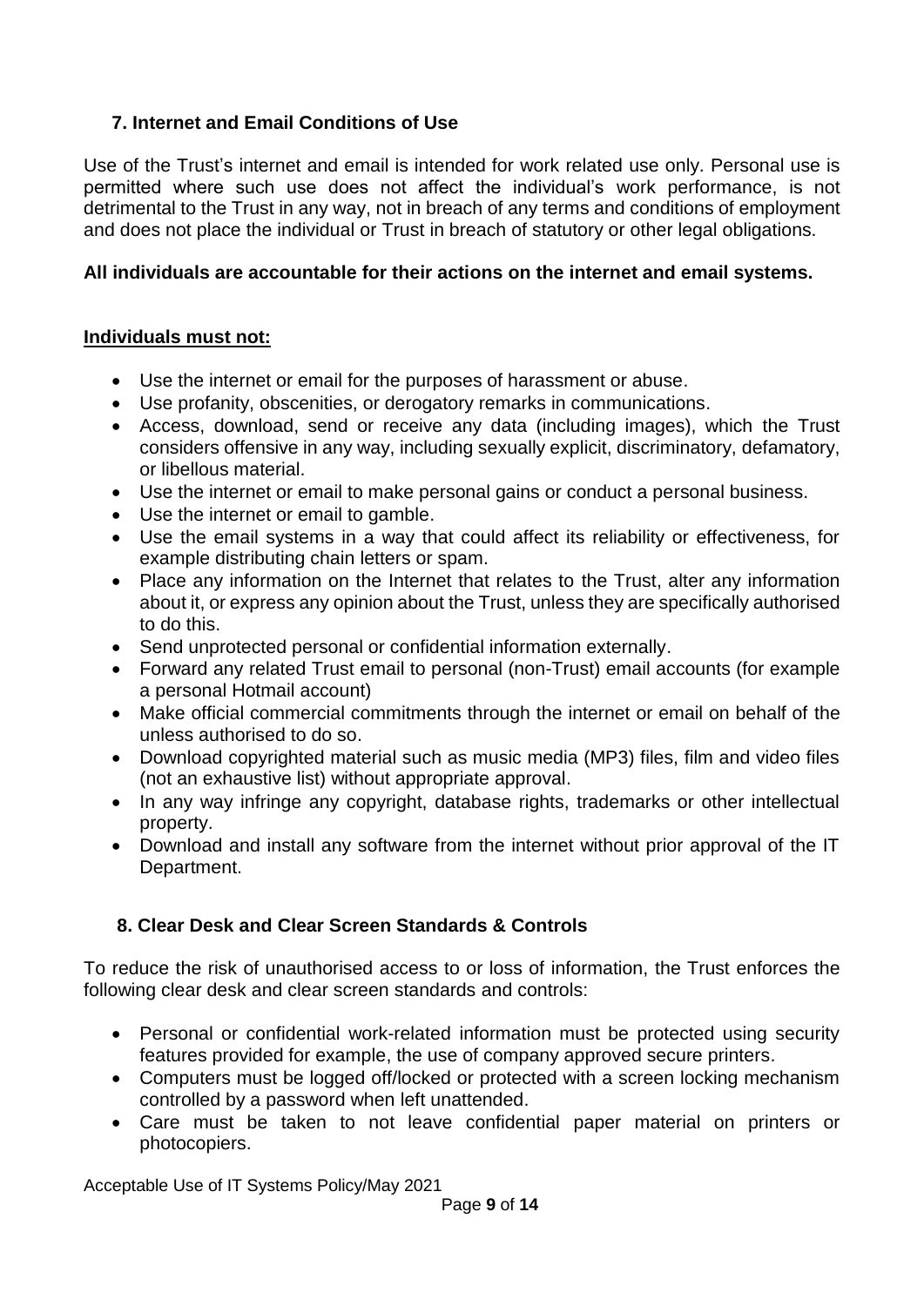## 7. Internet and Email Conditions of Use

Use of the Trust's internet and email is intended for work related use only. Personal use is permitted where such use does not affect the individual's work performance, is not detrimental to the Trust in any way, not in breach of any terms and conditions of employment and does not place the individual or Trust in breach of statutory or other legal obligations.

**All individuals are accountable for their actions on the internet and email systems.**

**Individuals must not:**

- Use the internet or email for the purposes of harassment or abuse.
- Use profanity, obscenities, or derogatory remarks in communications.
- Access, download, send or receive any data (including images), which the Trust considers offensive in any way, including sexually explicit, discriminatory, defamatory, or libellous material.
- Use the internet or email to make personal gains or conduct a personal business.
- Use the internet or email to gamble.
- Use the email systems in a way that could affect its reliability or effectiveness, for example distributing chain letters or spam.
- Place any information on the Internet that relates to the Trust, alter any information about it, or express any opinion about the Trust, unless they are specifically authorised to do this.
- Send unprotected personal or confidential information externally.
- Forward any related Trust email to personal (non-Trust) email accounts (for example a personal Hotmail account)
- Make official commercial commitments through the internet or email on behalf of the unless authorised to do so.
- Download copyrighted material such as music media (MP3) files, film and video files (not an exhaustive list) without appropriate approval.
- In any way infringe any copyright, database rights, trademarks or other intellectual property.
- Download and install any software from the internet without prior approval of the IT Department.

## 8. Clear Desk and Clear Screen Standards & Controls

To reduce the risk of unauthorised access to or loss of information, the Trust enforces the following clear desk and clear screen standards and controls:

- Personal or confidential work-related information must be protected using security features provided for example, the use of company approved secure printers.
- Computers must be logged off/locked or protected with a screen locking mechanism controlled by a password when left unattended.
- Care must be taken to not leave confidential paper material on printers or photocopiers.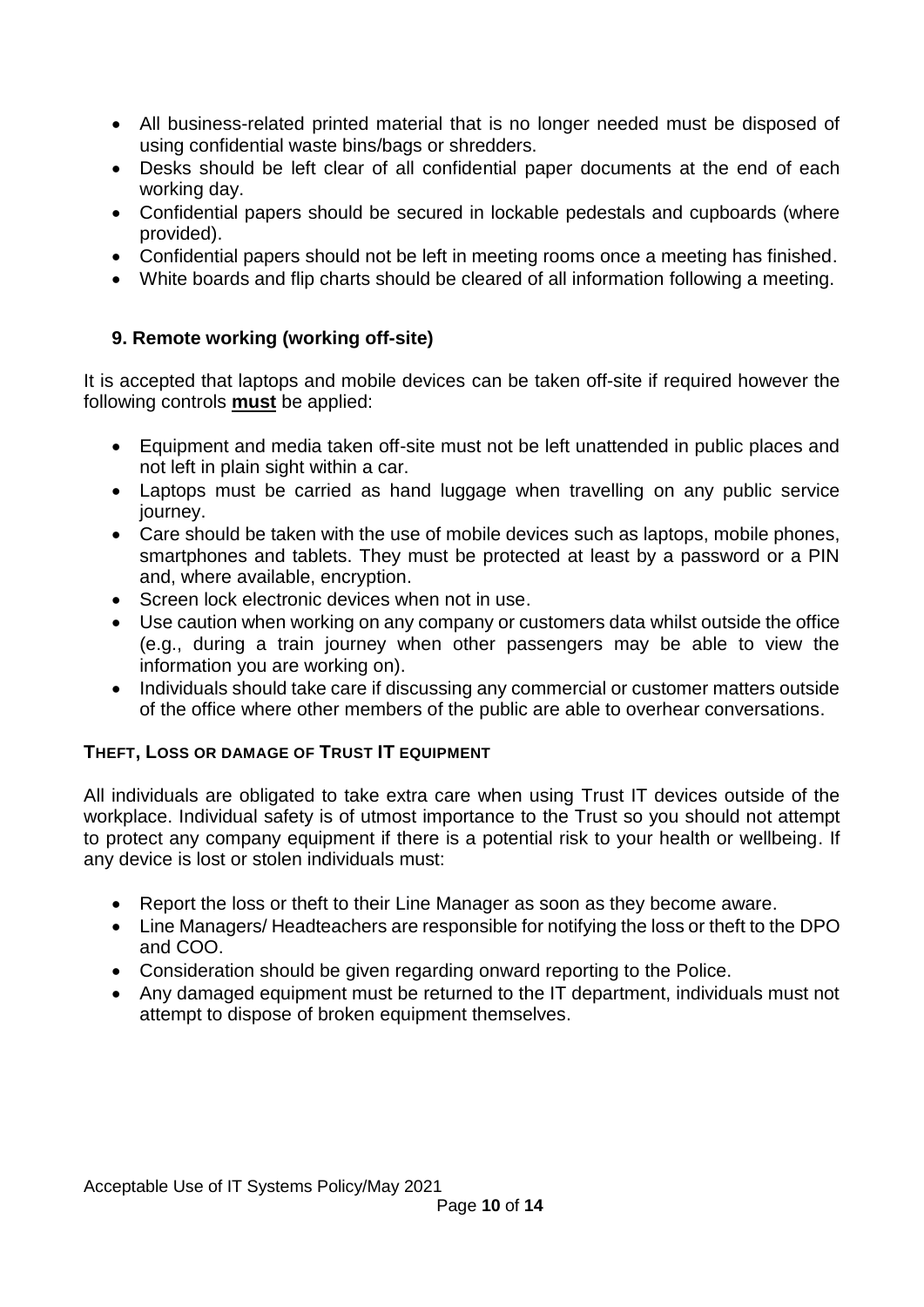- All business-related printed material that is no longer needed must be disposed of using confidential waste bins/bags or shredders.
- Desks should be left clear of all confidential paper documents at the end of each working day.
- Confidential papers should be secured in lockable pedestals and cupboards (where provided).
- Confidential papers should not be left in meeting rooms once a meeting has finished.
- White boards and flip charts should be cleared of all information following a meeting.

## 9. Remote working (working off-site)

It is accepted that laptops and mobile devices can be taken off-site if required however the following controls **must** be applied:

- Equipment and media taken off-site must not be left unattended in public places and not left in plain sight within a car.
- Laptops must be carried as hand luggage when travelling on any public service journey.
- Care should be taken with the use of mobile devices such as laptops, mobile phones, smartphones and tablets. They must be protected at least by a password or a PIN and, where available, encryption.
- Screen lock electronic devices when not in use.
- Use caution when working on any company or customers data whilst outside the office (e.g., during a train journey when other passengers may be able to view the information you are working on).
- Individuals should take care if discussing any commercial or customer matters outside of the office where other members of the public are able to overhear conversations.

### THEFT, LOSS OR DAMAGE OF TRUST IT EQUIPMENT

All individuals are obligated to take extra care when using Trust IT devices outside of the workplace. Individual safety is of utmost importance to the Trust so you should not attempt to protect any company equipment if there is a potential risk to your health or wellbeing. If any device is lost or stolen individuals must:

- Report the loss or theft to their Line Manager as soon as they become aware.
- Line Managers/ Headteachers are responsible for notifying the loss or theft to the DPO and COO.
- Consideration should be given regarding onward reporting to the Police.
- Any damaged equipment must be returned to the IT department, individuals must not attempt to dispose of broken equipment themselves.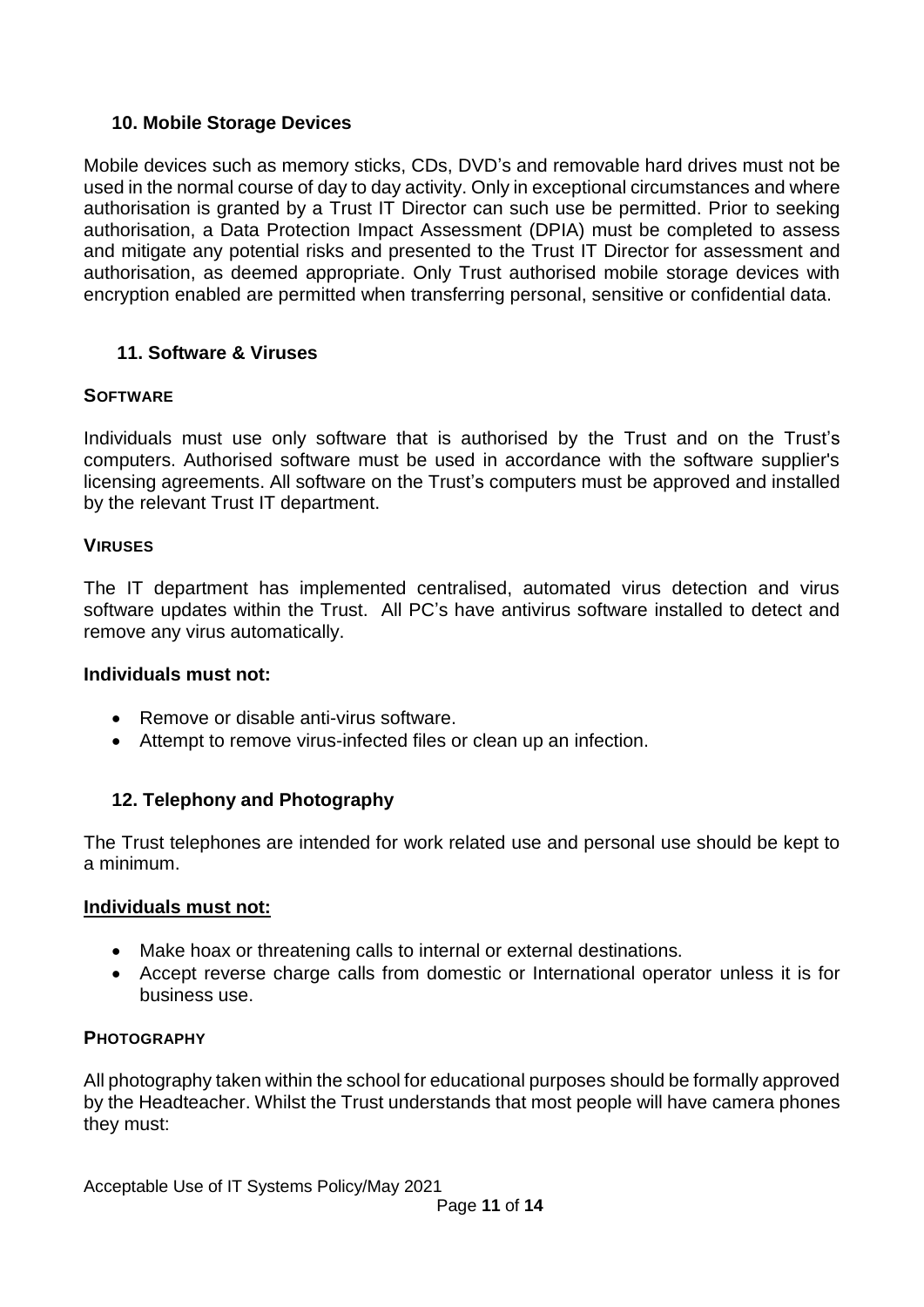## 10. Mobile Storage Devices

Mobile devices such as memory sticks, CDs, DVD's and removable hard drives must not be used in the normal course of day to day activity. Only in exceptional circumstances and where authorisation is granted by a Trust IT Director can such use be permitted. Prior to seeking authorisation, a Data Protection Impact Assessment (DPIA) must be completed to assess and mitigate any potential risks and presented to the Trust IT Director for assessment and authorisation, as deemed appropriate. Only Trust authorised mobile storage devices with encryption enabled are permitted when transferring personal, sensitive or confidential data.

## 11. Software & Viruses

### SOFTWARE

Individuals must use only software that is authorised by the Trust and on the Trust's computers. Authorised software must be used in accordance with the software supplier's licensing agreements. All software on the Trust's computers must be approved and installed by the relevant Trust IT department.

### VIRUSES

The IT department has implemented centralised, automated virus detection and virus software updates within the Trust. All PC's have antivirus software installed to detect and remove any virus automatically.

**Individuals must not:**

- Remove or disable anti-virus software.
- Attempt to remove virus-infected files or clean up an infection.

## 12. Telephony and Photography

The Trust telephones are intended for work related use and personal use should be kept to a minimum.

**Individuals must not:**

- Make hoax or threatening calls to internal or external destinations.
- Accept reverse charge calls from domestic or International operator unless it is for business use.

### PHOTOGRAPHY

All photography taken within the school for educational purposes should be formally approved by the Headteacher. Whilst the Trust understands that most people will have camera phones they must: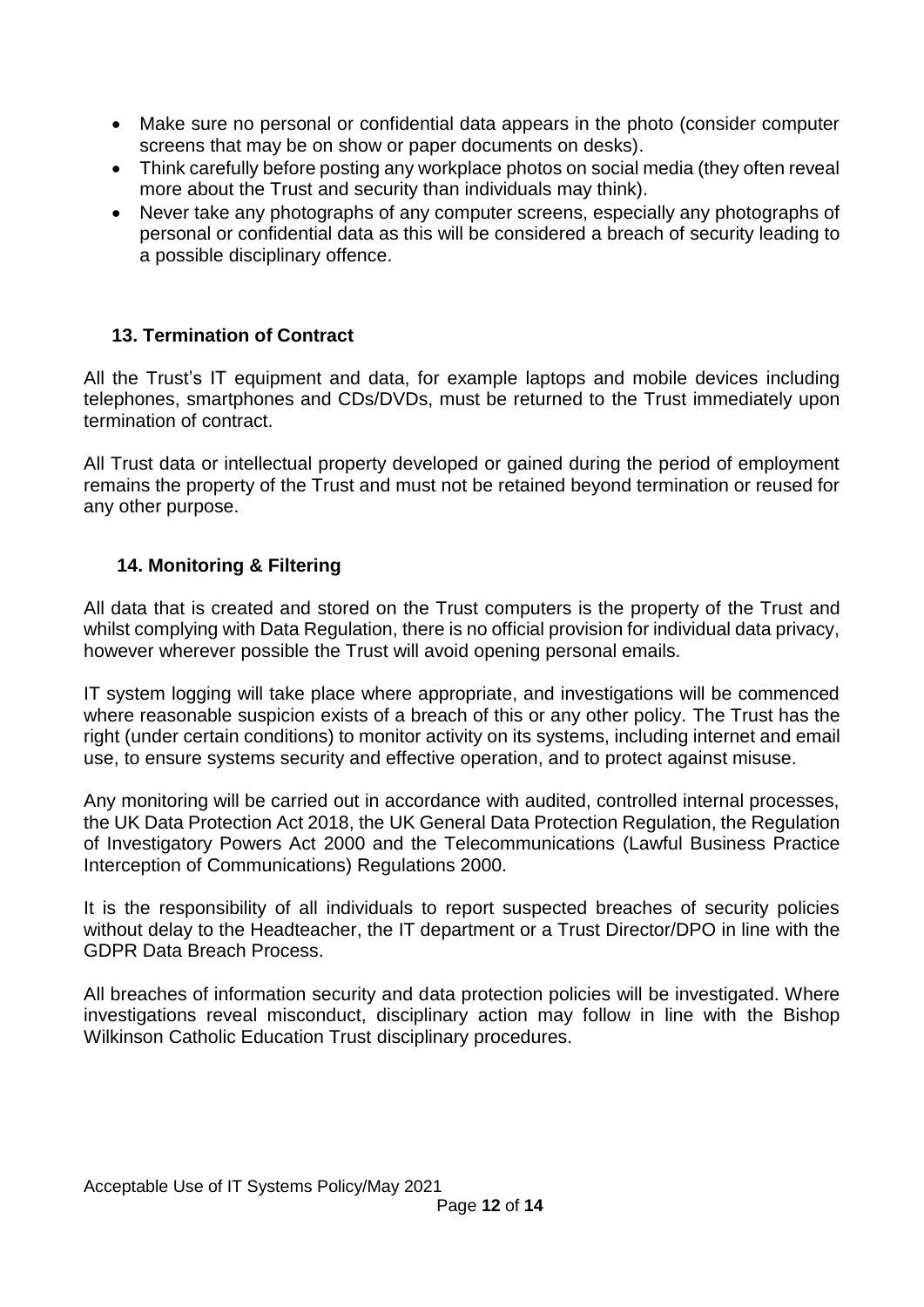- Make sure no personal or confidential data appears in the photo (consider computer screens that may be on show or paper documents on desks).
- Think carefully before posting any workplace photos on social media (they often reveal more about the Trust and security than individuals may think).
- Never take any photographs of any computer screens, especially any photographs of personal or confidential data as this will be considered a breach of security leading to a possible disciplinary offence.

## 13. Termination of Contract

All the Trust's IT equipment and data, for example laptops and mobile devices including telephones, smartphones and CDs/DVDs, must be returned to the Trust immediately upon termination of contract.

All Trust data or intellectual property developed or gained during the period of employment remains the property of the Trust and must not be retained beyond termination or reused for any other purpose.

## 14. Monitoring & Filtering

All data that is created and stored on the Trust computers is the property of the Trust and whilst complying with Data Regulation, there is no official provision for individual data privacy, however wherever possible the Trust will avoid opening personal emails.

IT system logging will take place where appropriate, and investigations will be commenced where reasonable suspicion exists of a breach of this or any other policy. The Trust has the right (under certain conditions) to monitor activity on its systems, including internet and email use, to ensure systems security and effective operation, and to protect against misuse.

Any monitoring will be carried out in accordance with audited, controlled internal processes, the UK Data Protection Act 2018, the UK General Data Protection Regulation, the Regulation of Investigatory Powers Act 2000 and the Telecommunications (Lawful Business Practice Interception of Communications) Regulations 2000.

It is the responsibility of all individuals to report suspected breaches of security policies without delay to the Headteacher, the IT department or a Trust Director/DPO in line with the GDPR Data Breach Process.

All breaches of information security and data protection policies will be investigated. Where investigations reveal misconduct, disciplinary action may follow in line with the Bishop Wilkinson Catholic Education Trust disciplinary procedures.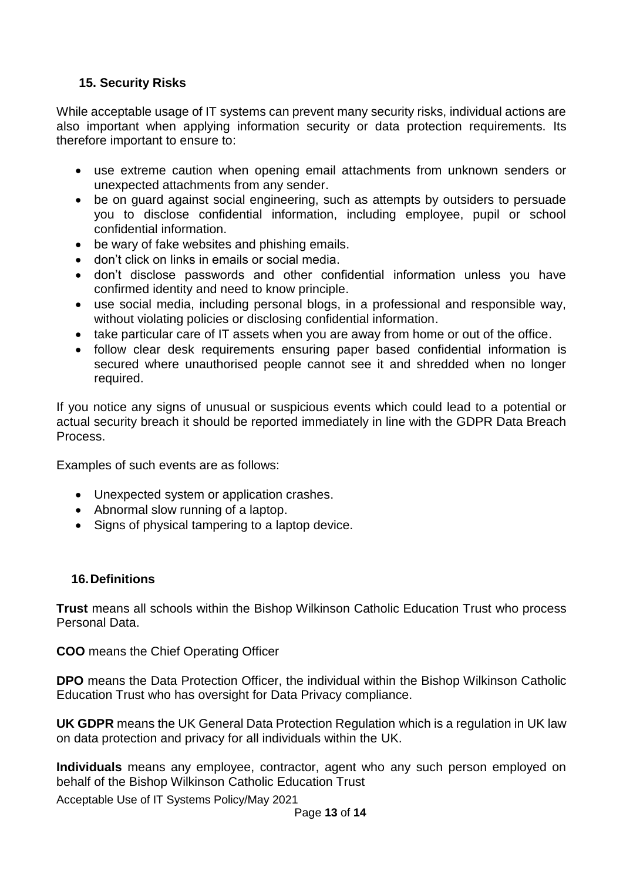## 15. Security Risks

While acceptable usage of IT systems can prevent many security risks, individual actions are also important when applying information security or data protection requirements. Its therefore important to ensure to:

- use extreme caution when opening email attachments from unknown senders or unexpected attachments from any sender.
- be on guard against social engineering, such as attempts by outsiders to persuade you to disclose confidential information, including employee, pupil or school confidential information.
- be wary of fake websites and phishing emails.
- don't click on links in emails or social media.
- don't disclose passwords and other confidential information unless you have confirmed identity and need to know principle.
- use social media, including personal blogs, in a professional and responsible way, without violating policies or disclosing confidential information.
- take particular care of IT assets when you are away from home or out of the office.
- follow clear desk requirements ensuring paper based confidential information is secured where unauthorised people cannot see it and shredded when no longer required.

If you notice any signs of unusual or suspicious events which could lead to a potential or actual security breach it should be reported immediately in line with the GDPR Data Breach Process.

Examples of such events are as follows:

- Unexpected system or application crashes.
- Abnormal slow running of a laptop.
- Signs of physical tampering to a laptop device.

## 16. Definitions

**Trust** means all schools within the Bishop Wilkinson Catholic Education Trust who process Personal Data.

**COO** means the Chief Operating Officer

**DPO** means the Data Protection Officer, the individual within the Bishop Wilkinson Catholic Education Trust who has oversight for Data Privacy compliance.

**UK GDPR** means the UK General Data Protection Regulation which is a regulation in UK law on data protection and privacy for all individuals within the UK.

**Individuals** means any employee, contractor, agent who any such person employed on behalf of the Bishop Wilkinson Catholic Education Trust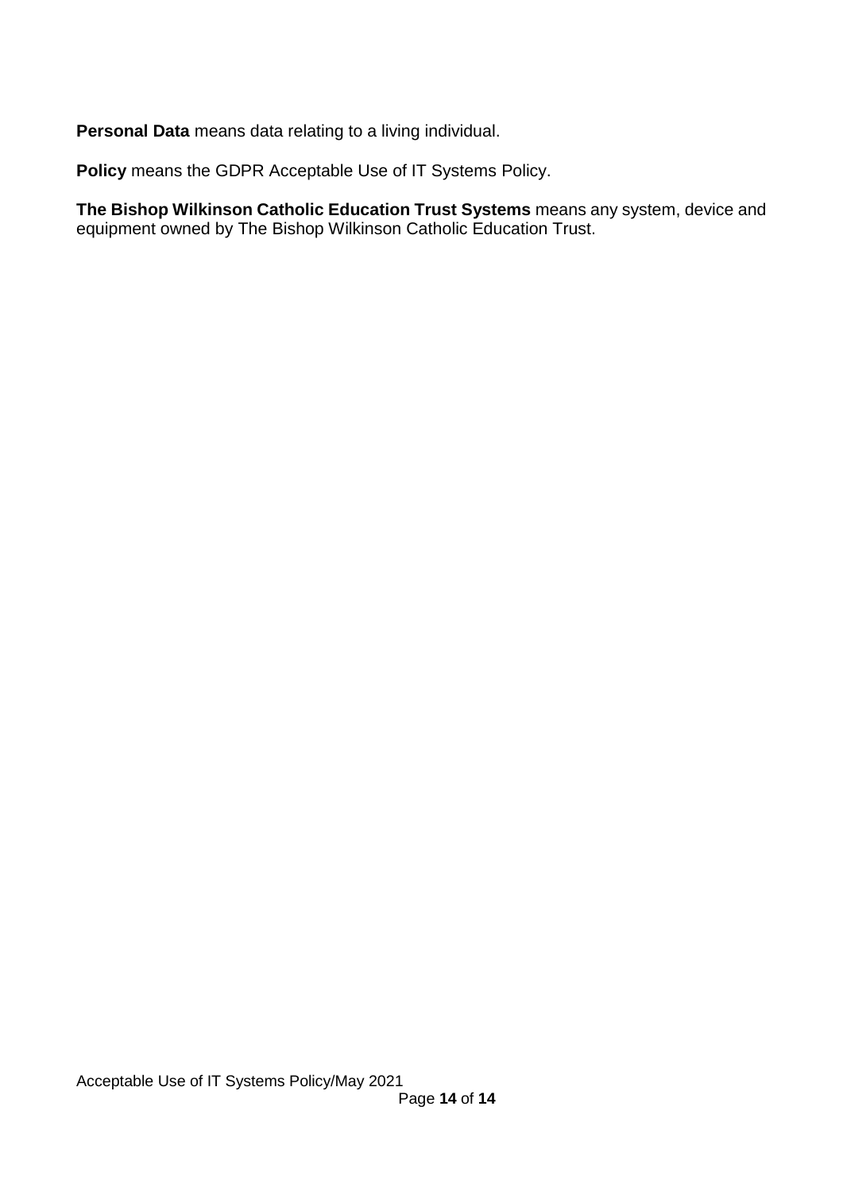**Personal Data** means data relating to a living individual.

**Policy** means the GDPR Acceptable Use of IT Systems Policy.

**The Bishop Wilkinson Catholic Education Trust Systems** means any system, device and equipment owned by The Bishop Wilkinson Catholic Education Trust.